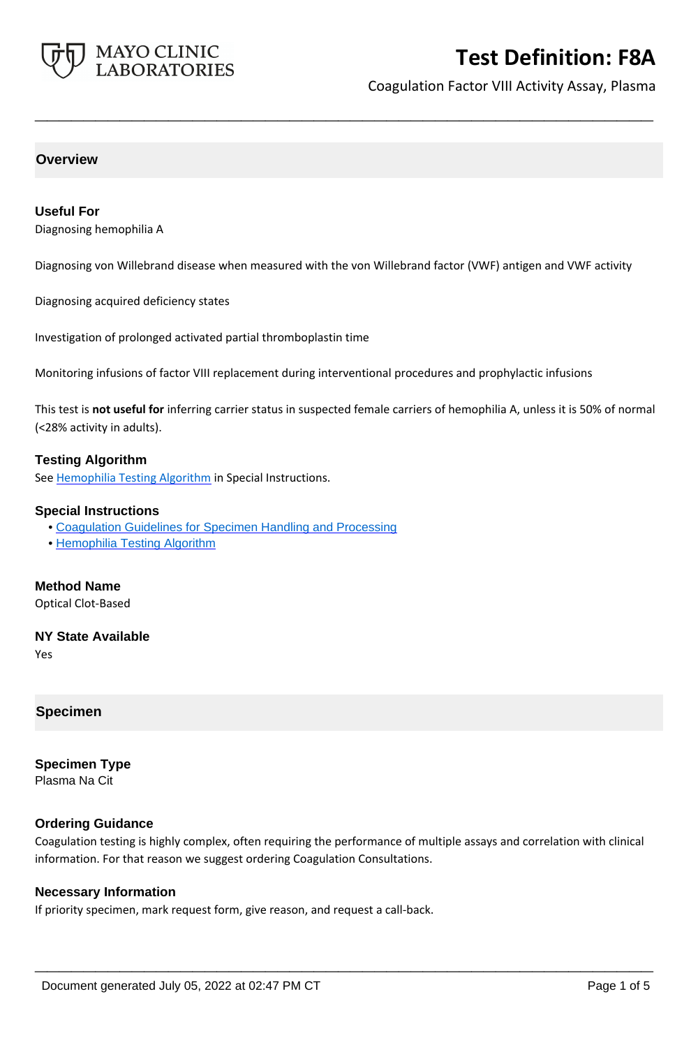# Test Definition: F8A

Coagulation Factor VIII Activity Assay, Plasma

## Overview

### Useful For

Diagnosing hemophilia A

Diagnosing von Willebrand disease when measured with the von Willebrand factor (VWF) antigen and VWF activity

Diagnosing acquired deficiency states

Investigation of prolonged activated partial thromboplastin time

Monitoring infusions of factor VIII replacement during interventional procedures and prophylactic infusions

This test is **not useful for** inferring carrier status in suspected female carriers of hemophilia A, unless it is 50% of normal (<28% activity in adults).

### Testing Algorithm

See Hemophilia Testing Algorithm in Special Instructions.

### Special Instructions

- Coagulation Guidelines for Specimen Handling and Processing
- Hemophilia Testing Algorithm

### Method Name

Optical Clot-Based

### NY State Available

Yes

## Specimen

### Specimen Type

Plasma Na Cit

### Ordering Guidance

Coagulation testing is highly complex, often requiring the performance of multiple assays and correlation with clinical information. For that reason we suggest ordering Coagulation Consultations.

### Necessary Information

If priority specimen, mark request form, give reason, and request a call-back.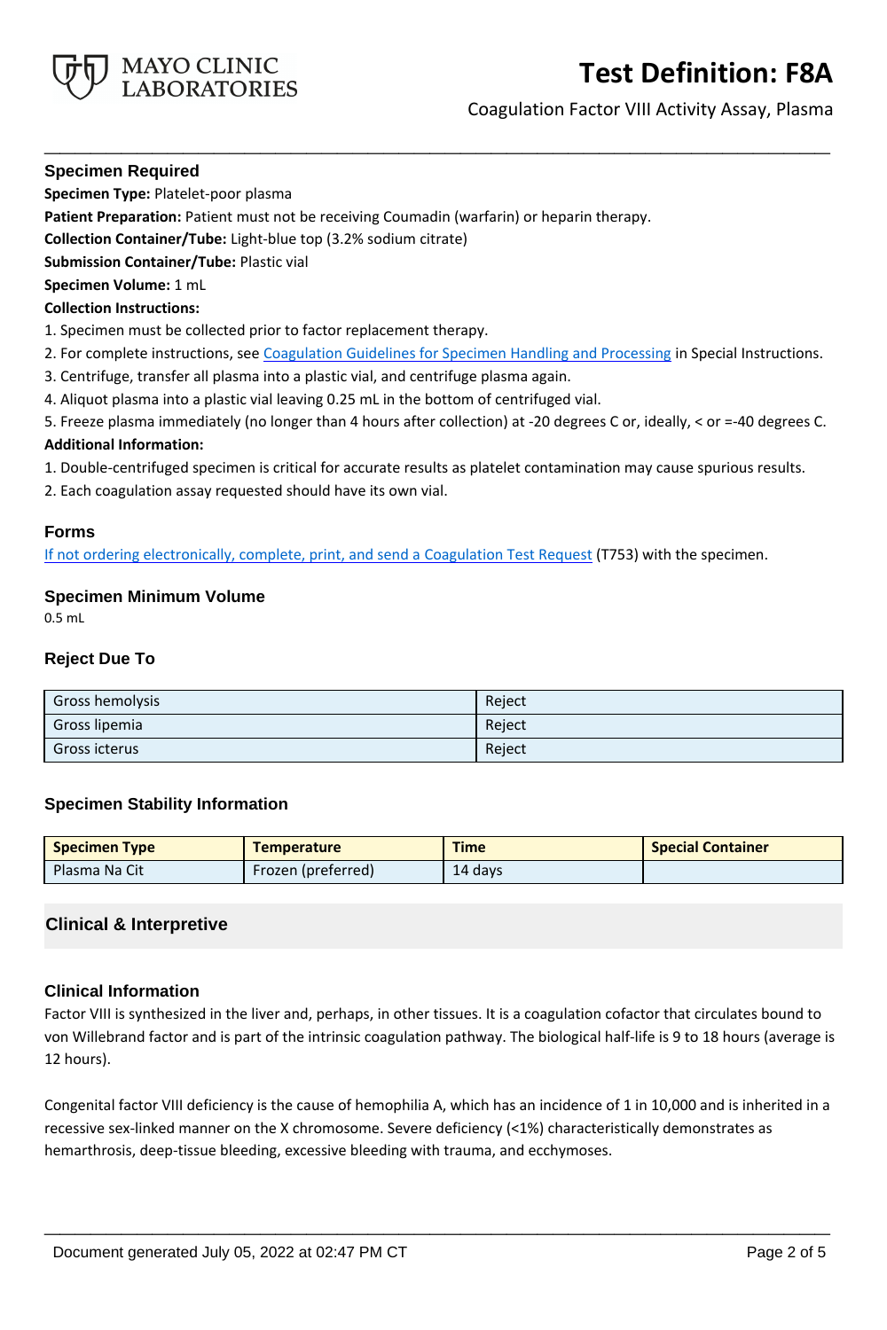## Specimen Required

**Specimen Type:** Platelet-poor plasma

**Patient Preparation:** Patient must not be receiving Coumadin (warfarin) or heparin therapy.

**Collection Container/Tube:** Light-blue top (3.2% sodium citrate)

**Submission Container/Tube:** Plastic vial

**Specimen Volume:** 1 mL

**Collection Instructions:**

1. Specimen must be collected prior to factor replacement therapy.
2. For complete instructions, see Coagulation Guidelines for Specimen Handling and Processing in Special Instructions.
3. Centrifuge, transfer all plasma into a plastic vial, and centrifuge plasma again.
4. Aliquot plasma into a plastic vial leaving 0.25 mL in the bottom of centrifuged vial.
5. Freeze plasma immediately (no longer than 4 hours after collection) at -20 degrees C or, ideally, < or =-40 degrees C.

**Additional Information:**

1. Double-centrifuged specimen is critical for accurate results as platelet contamination may cause spurious results.
2. Each coagulation assay requested should have its own vial.

## Forms

If not ordering electronically, complete, print, and send a Coagulation Test Request (T753) with the specimen.

## Specimen Minimum Volume

0.5 mL

## Reject Due To

| | |
|---|---|
| Gross hemolysis | Reject |
| Gross lipemia | Reject |
| Gross icterus | Reject |

## Specimen Stability Information

| Specimen Type | Temperature | Time | Special Container |
|---|---|---|---|
| Plasma Na Cit | Frozen (preferred) | 14 days | |

## Clinical & Interpretive

### Clinical Information

Factor VIII is synthesized in the liver and, perhaps, in other tissues. It is a coagulation cofactor that circulates bound to von Willebrand factor and is part of the intrinsic coagulation pathway. The biological half-life is 9 to 18 hours (average is 12 hours).

Congenital factor VIII deficiency is the cause of hemophilia A, which has an incidence of 1 in 10,000 and is inherited in a recessive sex-linked manner on the X chromosome. Severe deficiency (<1%) characteristically demonstrates as hemarthrosis, deep-tissue bleeding, excessive bleeding with trauma, and ecchymoses.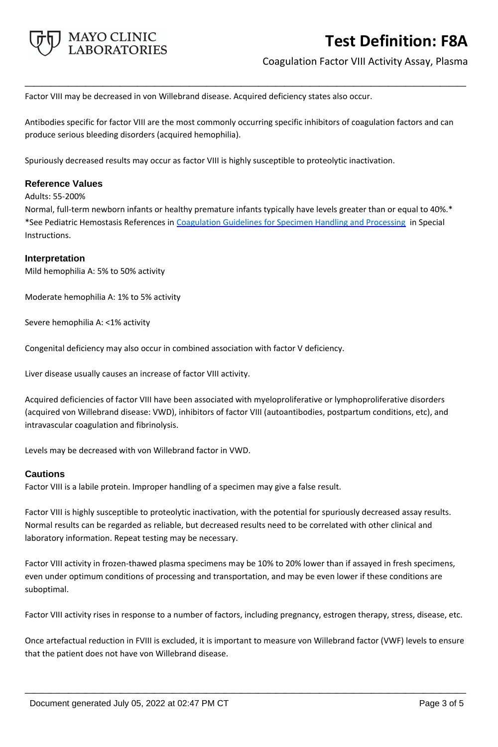Factor VIII may be decreased in von Willebrand disease. Acquired deficiency states also occur.

Antibodies specific for factor VIII are the most commonly occurring specific inhibitors of coagulation factors and can produce serious bleeding disorders (acquired hemophilia).

Spuriously decreased results may occur as factor VIII is highly susceptible to proteolytic inactivation.

### Reference Values

Adults: 55-200%

Normal, full-term newborn infants or healthy premature infants typically have levels greater than or equal to 40%.*

*See Pediatric Hemostasis References in [Coagulation Guidelines for Specimen Handling and Processing](#) in Special Instructions.

### Interpretation

Mild hemophilia A: 5% to 50% activity

Moderate hemophilia A: 1% to 5% activity

Severe hemophilia A: <1% activity

Congenital deficiency may also occur in combined association with factor V deficiency.

Liver disease usually causes an increase of factor VIII activity.

Acquired deficiencies of factor VIII have been associated with myeloproliferative or lymphoproliferative disorders (acquired von Willebrand disease: VWD), inhibitors of factor VIII (autoantibodies, postpartum conditions, etc), and intravascular coagulation and fibrinolysis.

Levels may be decreased with von Willebrand factor in VWD.

### Cautions

Factor VIII is a labile protein. Improper handling of a specimen may give a false result.

Factor VIII is highly susceptible to proteolytic inactivation, with the potential for spuriously decreased assay results. Normal results can be regarded as reliable, but decreased results need to be correlated with other clinical and laboratory information. Repeat testing may be necessary.

Factor VIII activity in frozen-thawed plasma specimens may be 10% to 20% lower than if assayed in fresh specimens, even under optimum conditions of processing and transportation, and may be even lower if these conditions are suboptimal.

Factor VIII activity rises in response to a number of factors, including pregnancy, estrogen therapy, stress, disease, etc.

Once artefactual reduction in FVIII is excluded, it is important to measure von Willebrand factor (VWF) levels to ensure that the patient does not have von Willebrand disease.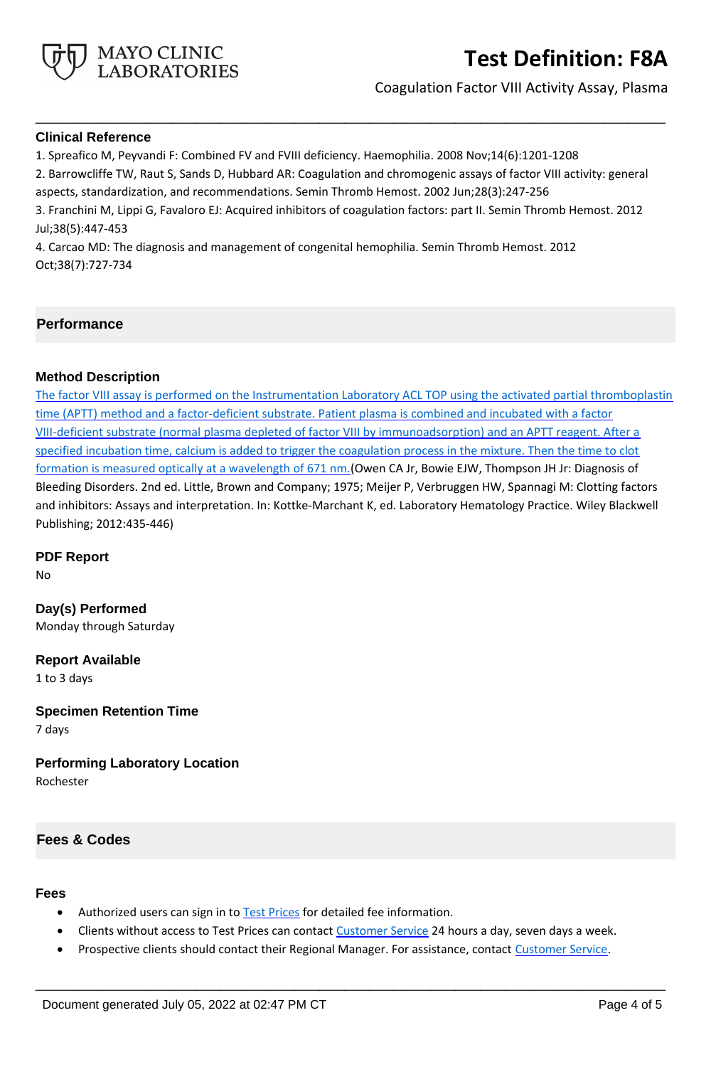### Clinical Reference

1. Spreafico M, Peyvandi F: Combined FV and FVIII deficiency. Haemophilia. 2008 Nov;14(6):1201-1208
2. Barrowcliffe TW, Raut S, Sands D, Hubbard AR: Coagulation and chromogenic assays of factor VIII activity: general aspects, standardization, and recommendations. Semin Thromb Hemost. 2002 Jun;28(3):247-256
3. Franchini M, Lippi G, Favaloro EJ: Acquired inhibitors of coagulation factors: part II. Semin Thromb Hemost. 2012 Jul;38(5):447-453
4. Carcao MD: The diagnosis and management of congenital hemophilia. Semin Thromb Hemost. 2012 Oct;38(7):727-734

## Performance

### Method Description

The factor VIII assay is performed on the Instrumentation Laboratory ACL TOP using the activated partial thromboplastin time (APTT) method and a factor-deficient substrate. Patient plasma is combined and incubated with a factor VIII-deficient substrate (normal plasma depleted of factor VIII by immunoadsorption) and an APTT reagent. After a specified incubation time, calcium is added to trigger the coagulation process in the mixture. Then the time to clot formation is measured optically at a wavelength of 671 nm.(Owen CA Jr, Bowie EJW, Thompson JH Jr: Diagnosis of Bleeding Disorders. 2nd ed. Little, Brown and Company; 1975; Meijer P, Verbruggen HW, Spannagi M: Clotting factors and inhibitors: Assays and interpretation. In: Kottke-Marchant K, ed. Laboratory Hematology Practice. Wiley Blackwell Publishing; 2012:435-446)

### PDF Report

No

### Day(s) Performed

Monday through Saturday

### Report Available

1 to 3 days

### Specimen Retention Time

7 days

### Performing Laboratory Location

Rochester

## Fees & Codes

### Fees

- Authorized users can sign in to Test Prices for detailed fee information.
- Clients without access to Test Prices can contact Customer Service 24 hours a day, seven days a week.
- Prospective clients should contact their Regional Manager. For assistance, contact Customer Service.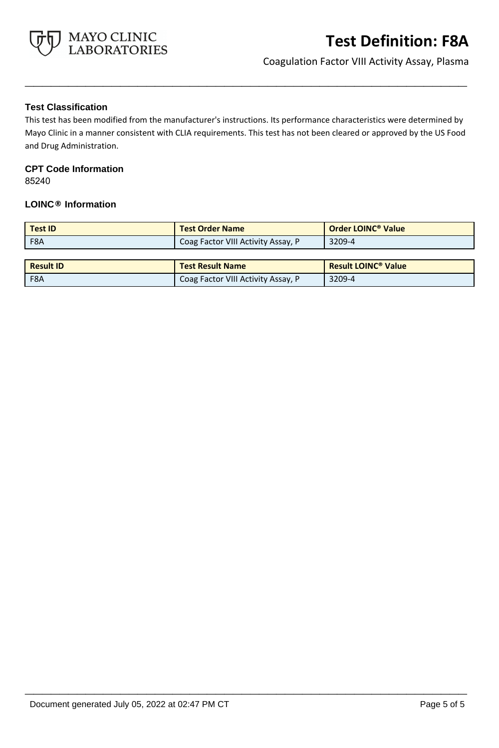### Test Classification

This test has been modified from the manufacturer's instructions. Its performance characteristics were determined by Mayo Clinic in a manner consistent with CLIA requirements. This test has not been cleared or approved by the US Food and Drug Administration.

### CPT Code Information

85240

### LOINC® Information

| Test ID | Test Order Name | Order LOINC® Value |
|---|---|---|
| F8A | Coag Factor VIII Activity Assay, P | 3209-4 |

| Result ID | Test Result Name | Result LOINC® Value |
|---|---|---|
| F8A | Coag Factor VIII Activity Assay, P | 3209-4 |